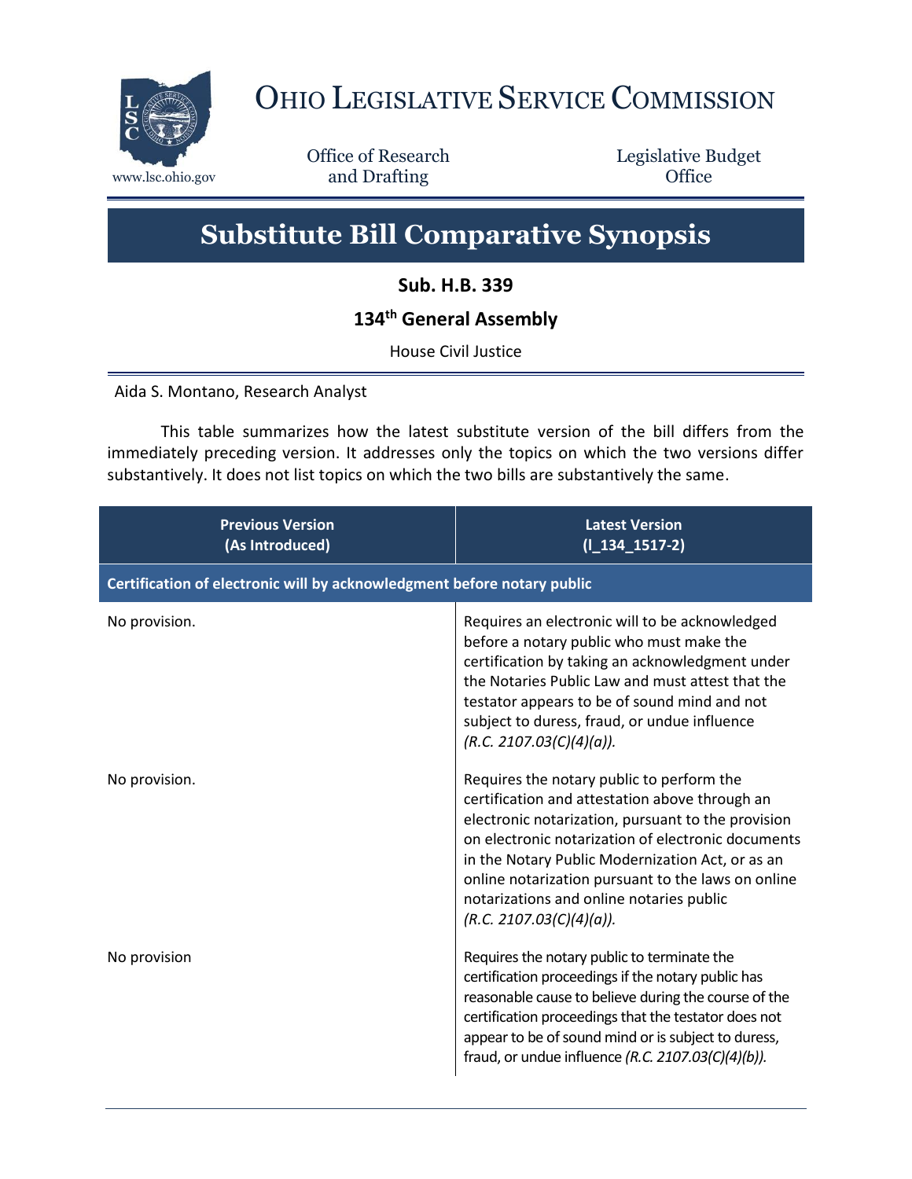# Ohio Legislative Service Commission

www.lsc.ohio.gov

Office of Research and Drafting

Legislative Budget Office

# Substitute Bill Comparative Synopsis

**Sub. H.B. 339**

**134th General Assembly**

House Civil Justice

Aida S. Montano, Research Analyst

This table summarizes how the latest substitute version of the bill differs from the immediately preceding version. It addresses only the topics on which the two versions differ substantively. It does not list topics on which the two bills are substantively the same.

| Previous Version (As Introduced) | Latest Version (l_134_1517-2) |
|---|---|
| **Certification of electronic will by acknowledgment before notary public** | |
| No provision. | Requires an electronic will to be acknowledged before a notary public who must make the certification by taking an acknowledgment under the Notaries Public Law and must attest that the testator appears to be of sound mind and not subject to duress, fraud, or undue influence *(R.C. 2107.03(C)(4)(a))*. |
| No provision. | Requires the notary public to perform the certification and attestation above through an electronic notarization, pursuant to the provision on electronic notarization of electronic documents in the Notary Public Modernization Act, or as an online notarization pursuant to the laws on online notarizations and online notaries public *(R.C. 2107.03(C)(4)(a))*. |
| No provision | Requires the notary public to terminate the certification proceedings if the notary public has reasonable cause to believe during the course of the certification proceedings that the testator does not appear to be of sound mind or is subject to duress, fraud, or undue influence *(R.C. 2107.03(C)(4)(b))*. |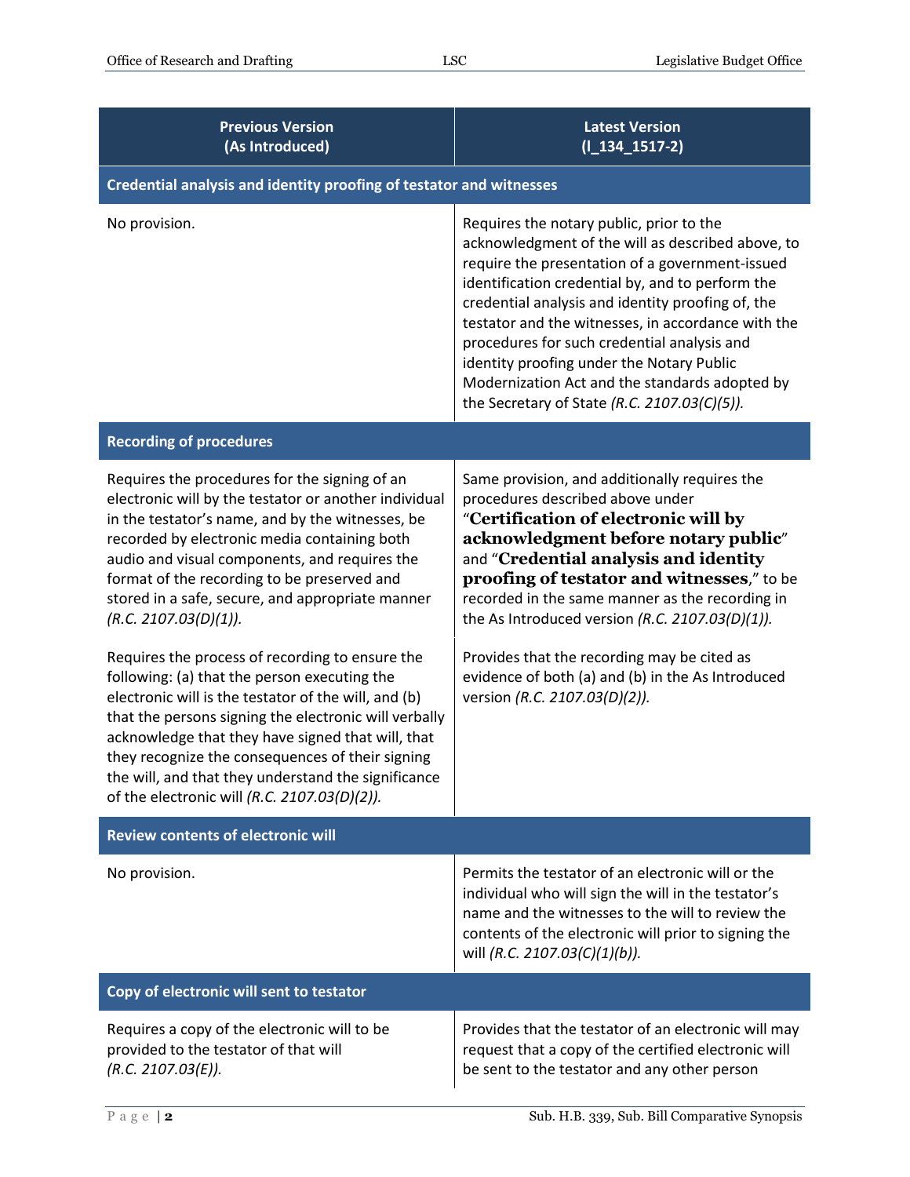| Previous Version (As Introduced) | Latest Version (l_134_1517-2) |
| --- | --- |
| **Credential analysis and identity proofing of testator and witnesses** | |
| No provision. | Requires the notary public, prior to the acknowledgment of the will as described above, to require the presentation of a government-issued identification credential by, and to perform the credential analysis and identity proofing of, the testator and the witnesses, in accordance with the procedures for such credential analysis and identity proofing under the Notary Public Modernization Act and the standards adopted by the Secretary of State *(R.C. 2107.03(C)(5)).* |
| **Recording of procedures** | |
| Requires the procedures for the signing of an electronic will by the testator or another individual in the testator's name, and by the witnesses, be recorded by electronic media containing both audio and visual components, and requires the format of the recording to be preserved and stored in a safe, secure, and appropriate manner *(R.C. 2107.03(D)(1)).* | Same provision, and additionally requires the procedures described above under "**Certification of electronic will by acknowledgment before notary public**" and "**Credential analysis and identity proofing of testator and witnesses**," to be recorded in the same manner as the recording in the As Introduced version *(R.C. 2107.03(D)(1)).* |
| Requires the process of recording to ensure the following: (a) that the person executing the electronic will is the testator of the will, and (b) that the persons signing the electronic will verbally acknowledge that they have signed that will, that they recognize the consequences of their signing the will, and that they understand the significance of the electronic will *(R.C. 2107.03(D)(2)).* | Provides that the recording may be cited as evidence of both (a) and (b) in the As Introduced version *(R.C. 2107.03(D)(2)).* |
| **Review contents of electronic will** | |
| No provision. | Permits the testator of an electronic will or the individual who will sign the will in the testator's name and the witnesses to the will to review the contents of the electronic will prior to signing the will *(R.C. 2107.03(C)(1)(b)).* |
| **Copy of electronic will sent to testator** | |
| Requires a copy of the electronic will to be provided to the testator of that will *(R.C. 2107.03(E)).* | Provides that the testator of an electronic will may request that a copy of the certified electronic will be sent to the testator and any other person |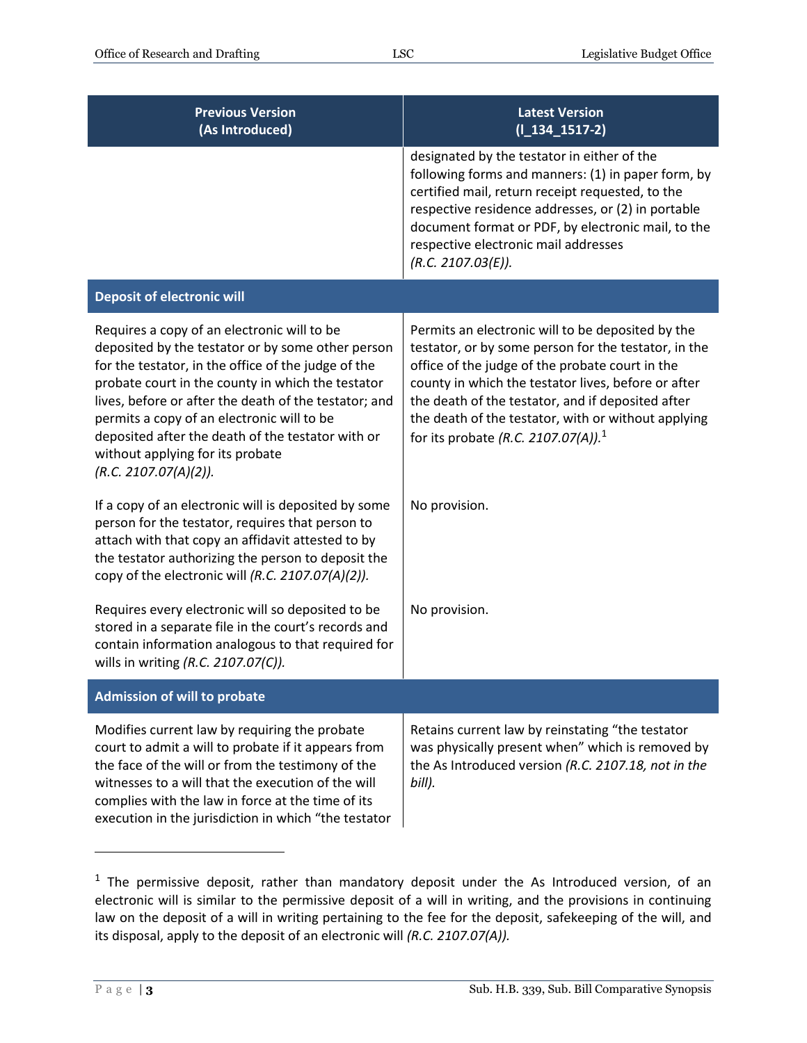| Previous Version (As Introduced) | Latest Version (l_134_1517-2) |
|---|---|
| | designated by the testator in either of the following forms and manners: (1) in paper form, by certified mail, return receipt requested, to the respective residence addresses, or (2) in portable document format or PDF, by electronic mail, to the respective electronic mail addresses *(R.C. 2107.03(E)).* |
| **Deposit of electronic will** | |
| Requires a copy of an electronic will to be deposited by the testator or by some other person for the testator, in the office of the judge of the probate court in the county in which the testator lives, before or after the death of the testator; and permits a copy of an electronic will to be deposited after the death of the testator with or without applying for its probate *(R.C. 2107.07(A)(2)).* | Permits an electronic will to be deposited by the testator, or by some person for the testator, in the office of the judge of the probate court in the county in which the testator lives, before or after the death of the testator, and if deposited after the death of the testator, with or without applying for its probate *(R.C. 2107.07(A)).*[1] |
| If a copy of an electronic will is deposited by some person for the testator, requires that person to attach with that copy an affidavit attested to by the testator authorizing the person to deposit the copy of the electronic will *(R.C. 2107.07(A)(2)).* | No provision. |
| Requires every electronic will so deposited to be stored in a separate file in the court's records and contain information analogous to that required for wills in writing *(R.C. 2107.07(C)).* | No provision. |
| **Admission of will to probate** | |
| Modifies current law by requiring the probate court to admit a will to probate if it appears from the face of the will or from the testimony of the witnesses to a will that the execution of the will complies with the law in force at the time of its execution in the jurisdiction in which "the testator | Retains current law by reinstating "the testator was physically present when" which is removed by the As Introduced version *(R.C. 2107.18, not in the bill).* |

[1] The permissive deposit, rather than mandatory deposit under the As Introduced version, of an electronic will is similar to the permissive deposit of a will in writing, and the provisions in continuing law on the deposit of a will in writing pertaining to the fee for the deposit, safekeeping of the will, and its disposal, apply to the deposit of an electronic will *(R.C. 2107.07(A)).*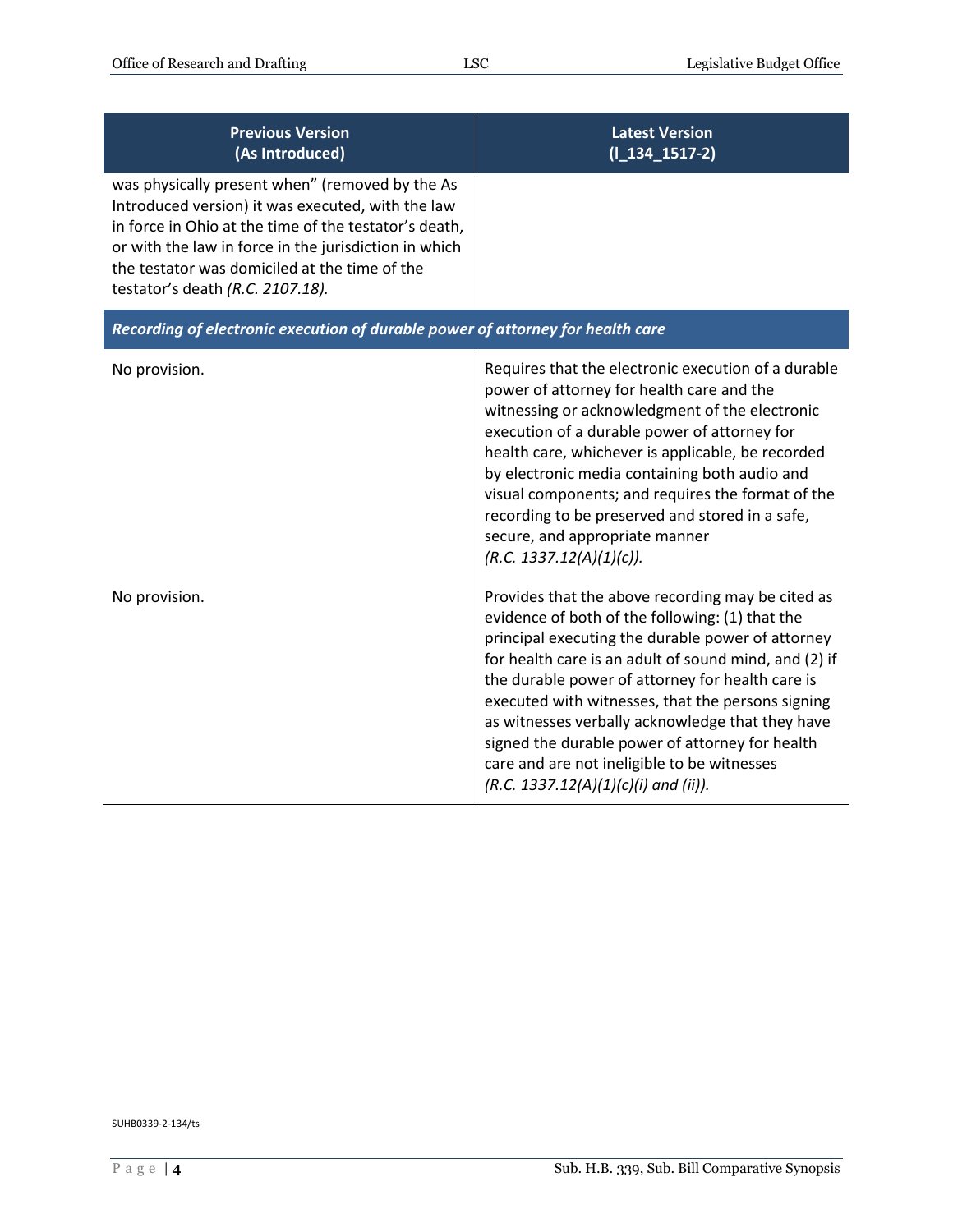| Previous Version (As Introduced) | Latest Version (l_134_1517-2) |
| --- | --- |
| was physically present when" (removed by the As Introduced version) it was executed, with the law in force in Ohio at the time of the testator's death, or with the law in force in the jurisdiction in which the testator was domiciled at the time of the testator's death *(R.C. 2107.18).* | |
| ***Recording of electronic execution of durable power of attorney for health care*** | |
| No provision. | Requires that the electronic execution of a durable power of attorney for health care and the witnessing or acknowledgment of the electronic execution of a durable power of attorney for health care, whichever is applicable, be recorded by electronic media containing both audio and visual components; and requires the format of the recording to be preserved and stored in a safe, secure, and appropriate manner *(R.C. 1337.12(A)(1)(c)).* |
| No provision. | Provides that the above recording may be cited as evidence of both of the following: (1) that the principal executing the durable power of attorney for health care is an adult of sound mind, and (2) if the durable power of attorney for health care is executed with witnesses, that the persons signing as witnesses verbally acknowledge that they have signed the durable power of attorney for health care and are not ineligible to be witnesses *(R.C. 1337.12(A)(1)(c)(i) and (ii)).* |

SUHB0339-2-134/ts